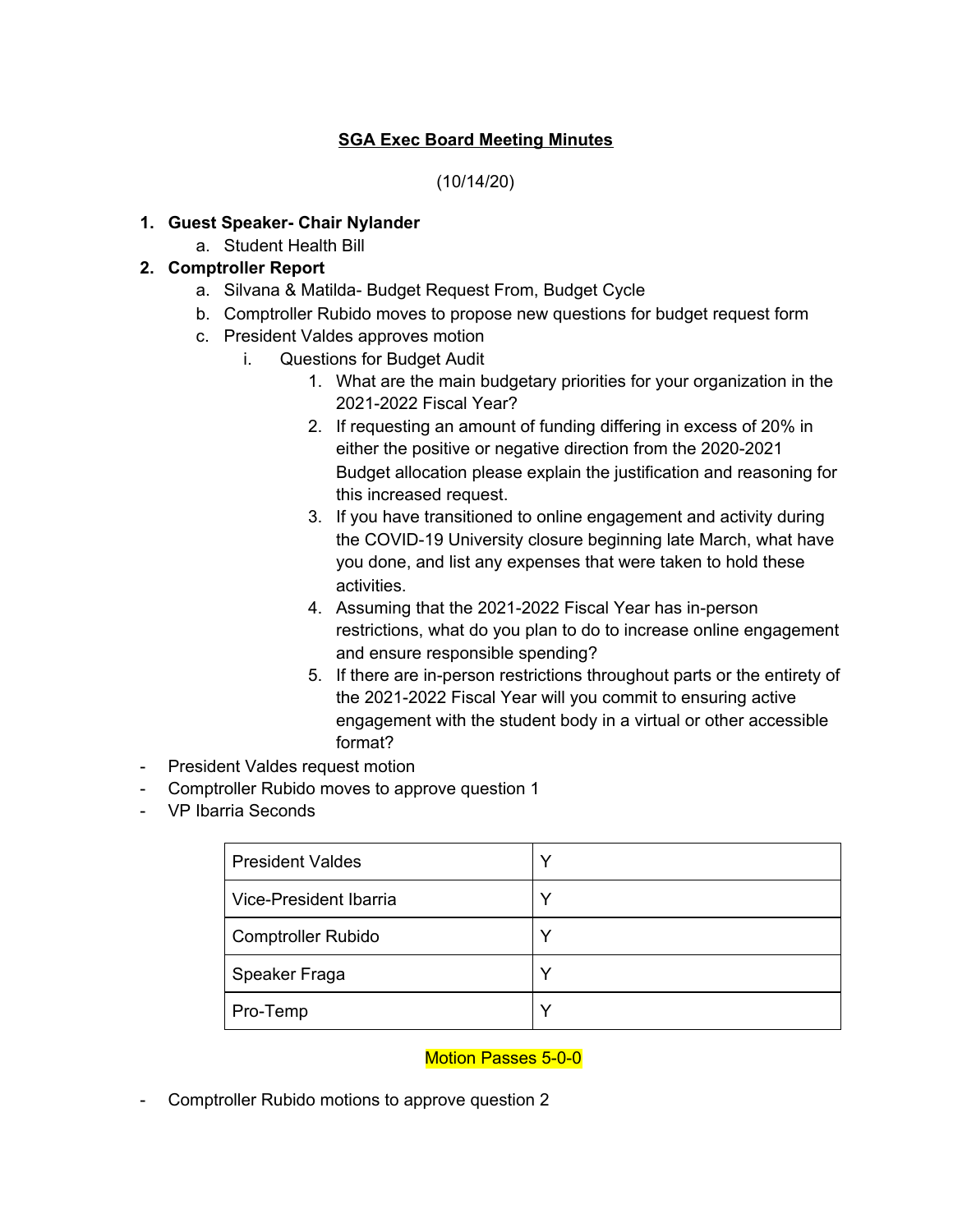# SGA Exec Board Meeting Minutes

(10/14/20)

1. **Guest Speaker- Chair Nylander**
    a. Student Health Bill
2. **Comptroller Report**
    a. Silvana & Matilda- Budget Request From, Budget Cycle
    b. Comptroller Rubido moves to propose new questions for budget request form
    c. President Valdes approves motion
        i. Questions for Budget Audit
            1. What are the main budgetary priorities for your organization in the 2021-2022 Fiscal Year?
            2. If requesting an amount of funding differing in excess of 20% in either the positive or negative direction from the 2020-2021 Budget allocation please explain the justification and reasoning for this increased request.
            3. If you have transitioned to online engagement and activity during the COVID-19 University closure beginning late March, what have you done, and list any expenses that were taken to hold these activities.
            4. Assuming that the 2021-2022 Fiscal Year has in-person restrictions, what do you plan to do to increase online engagement and ensure responsible spending?
            5. If there are in-person restrictions throughout parts or the entirety of the 2021-2022 Fiscal Year will you commit to ensuring active engagement with the student body in a virtual or other accessible format?

- President Valdes request motion
- Comptroller Rubido moves to approve question 1
- VP Ibarria Seconds

| President Valdes | Y |
|---|---|
| Vice-President Ibarria | Y |
| Comptroller Rubido | Y |
| Speaker Fraga | Y |
| Pro-Temp | Y |

Motion Passes 5-0-0

- Comptroller Rubido motions to approve question 2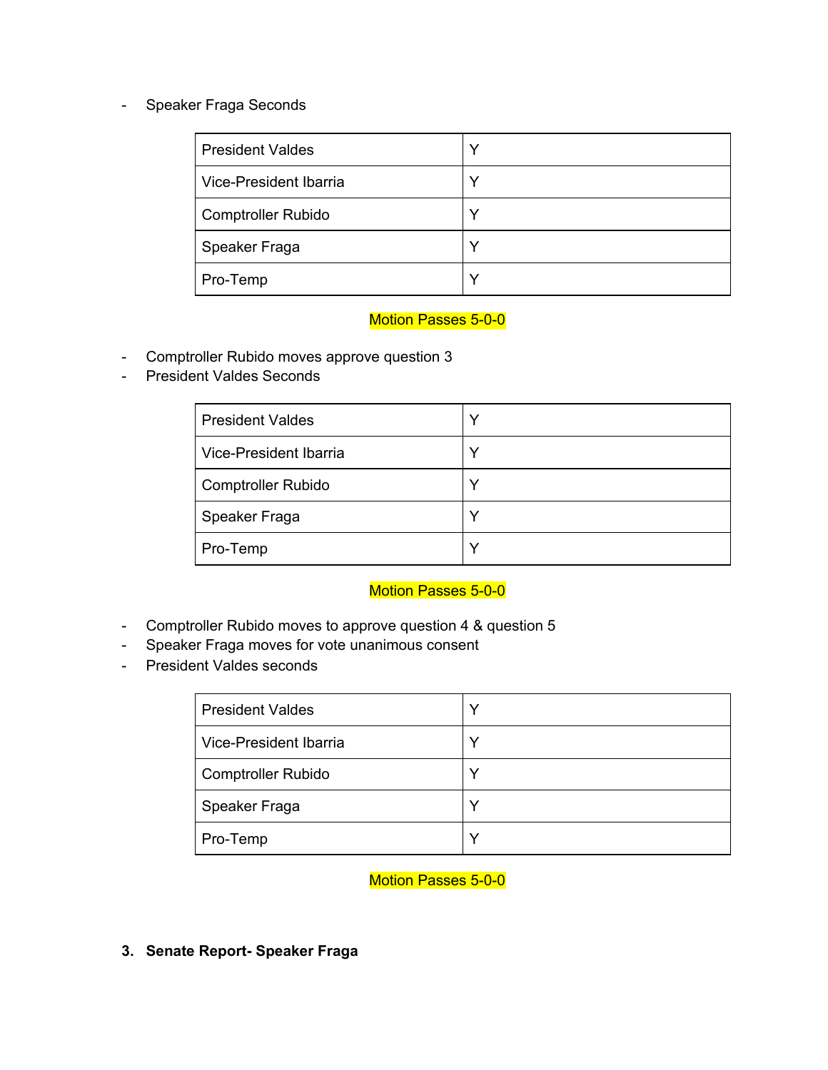- Speaker Fraga Seconds

| President Valdes | Y |
|---|---|
| Vice-President Ibarria | Y |
| Comptroller Rubido | Y |
| Speaker Fraga | Y |
| Pro-Temp | Y |

Motion Passes 5-0-0

- Comptroller Rubido moves approve question 3
- President Valdes Seconds

| President Valdes | Y |
|---|---|
| Vice-President Ibarria | Y |
| Comptroller Rubido | Y |
| Speaker Fraga | Y |
| Pro-Temp | Y |

Motion Passes 5-0-0

- Comptroller Rubido moves to approve question 4 & question 5
- Speaker Fraga moves for vote unanimous consent
- President Valdes seconds

| President Valdes | Y |
|---|---|
| Vice-President Ibarria | Y |
| Comptroller Rubido | Y |
| Speaker Fraga | Y |
| Pro-Temp | Y |

Motion Passes 5-0-0

**3. Senate Report- Speaker Fraga**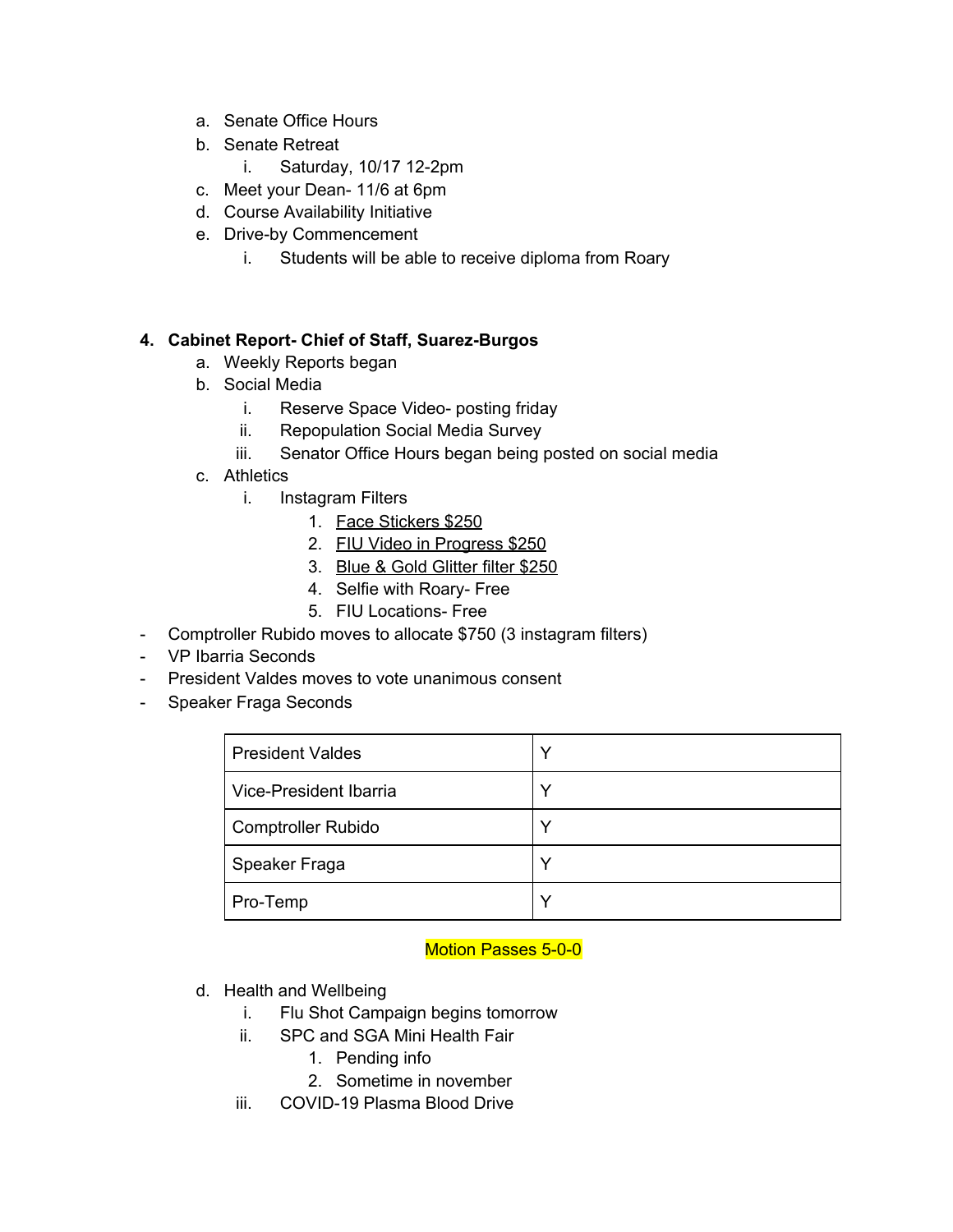a. Senate Office Hours
b. Senate Retreat
    i. Saturday, 10/17 12-2pm
c. Meet your Dean- 11/6 at 6pm
d. Course Availability Initiative
e. Drive-by Commencement
    i. Students will be able to receive diploma from Roary

**4. Cabinet Report- Chief of Staff, Suarez-Burgos**

a. Weekly Reports began
b. Social Media
    i. Reserve Space Video- posting friday
    ii. Repopulation Social Media Survey
    iii. Senator Office Hours began being posted on social media
c. Athletics
    i. Instagram Filters
        1. <u>Face Stickers $250</u>
        2. <u>FIU Video in Progress $250</u>
        3. <u>Blue & Gold Glitter filter $250</u>
        4. Selfie with Roary- Free
        5. FIU Locations- Free

- Comptroller Rubido moves to allocate $750 (3 instagram filters)
- VP Ibarria Seconds
- President Valdes moves to vote unanimous consent
- Speaker Fraga Seconds

| | |
|---|---|
| President Valdes | Y |
| Vice-President Ibarria | Y |
| Comptroller Rubido | Y |
| Speaker Fraga | Y |
| Pro-Temp | Y |

Motion Passes 5-0-0

d. Health and Wellbeing
    i. Flu Shot Campaign begins tomorrow
    ii. SPC and SGA Mini Health Fair
        1. Pending info
        2. Sometime in november
    iii. COVID-19 Plasma Blood Drive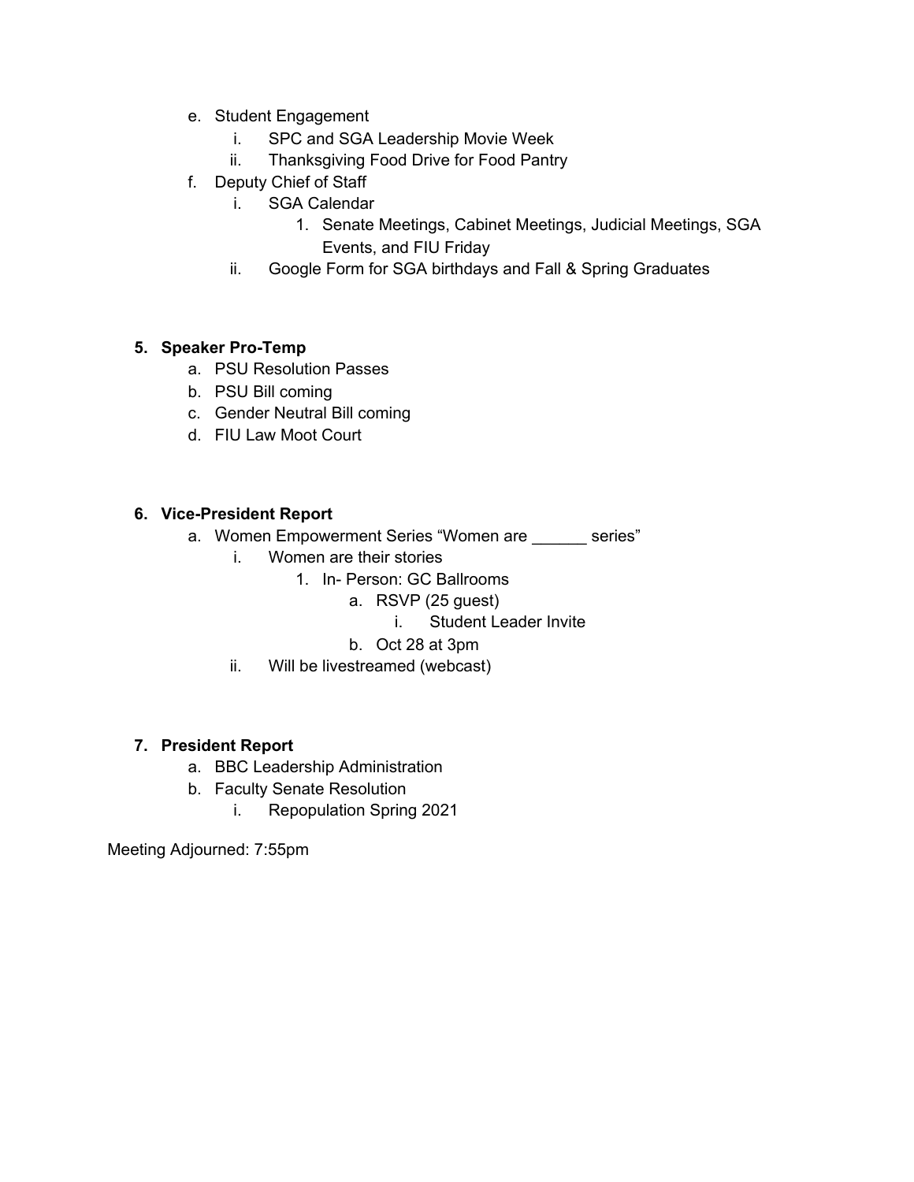e. Student Engagement
    i. SPC and SGA Leadership Movie Week
    ii. Thanksgiving Food Drive for Food Pantry
f. Deputy Chief of Staff
    i. SGA Calendar
        1. Senate Meetings, Cabinet Meetings, Judicial Meetings, SGA Events, and FIU Friday
    ii. Google Form for SGA birthdays and Fall & Spring Graduates

5. **Speaker Pro-Temp**
    a. PSU Resolution Passes
    b. PSU Bill coming
    c. Gender Neutral Bill coming
    d. FIU Law Moot Court

6. **Vice-President Report**
    a. Women Empowerment Series "Women are ______ series"
        i. Women are their stories
            1. In- Person: GC Ballrooms
                a. RSVP (25 guest)
                    i. Student Leader Invite
                b. Oct 28 at 3pm
        ii. Will be livestreamed (webcast)

7. **President Report**
    a. BBC Leadership Administration
    b. Faculty Senate Resolution
        i. Repopulation Spring 2021

Meeting Adjourned: 7:55pm